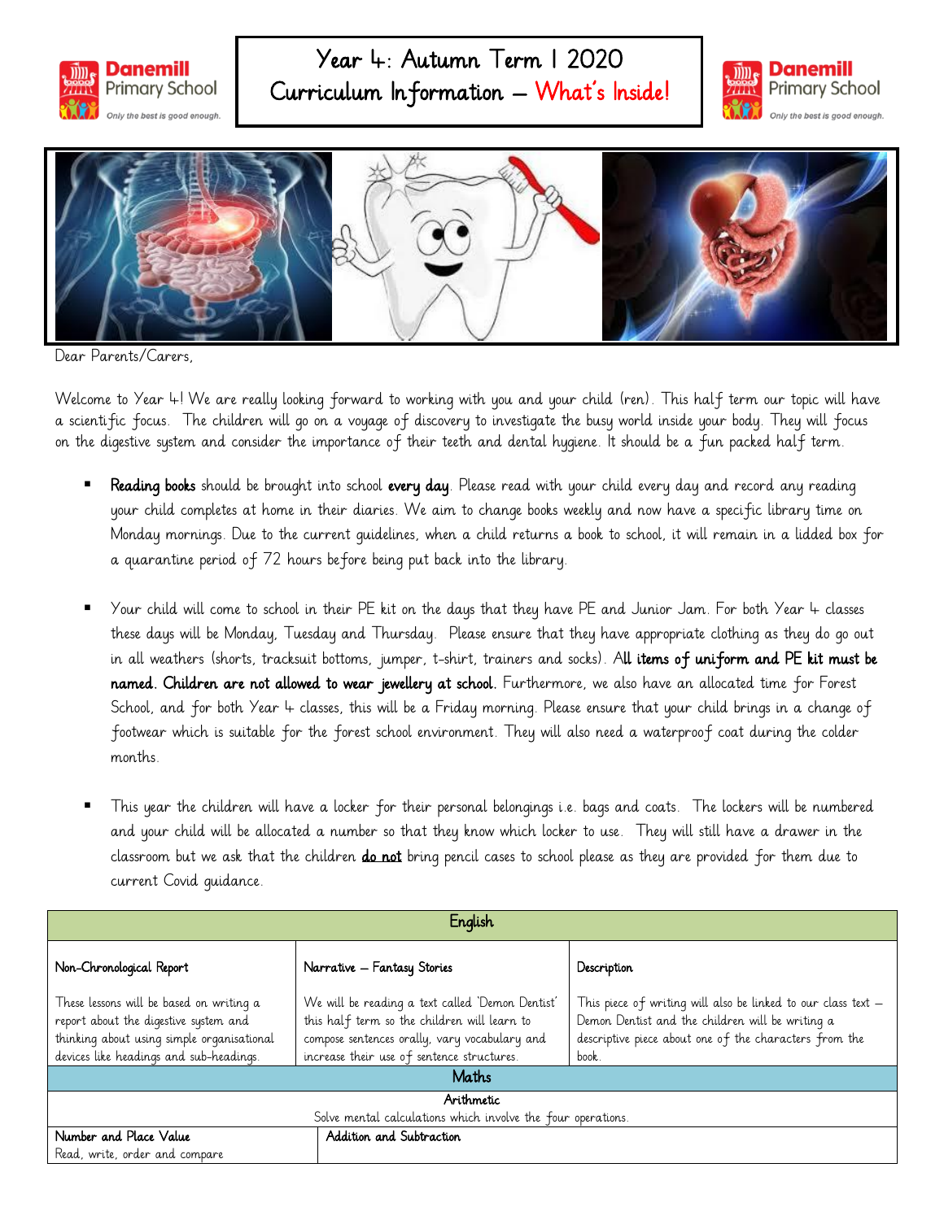# Year 4: Autumn Term 1 2020
## Curriculum Information – What's Inside!

Dear Parents/Carers,

Welcome to Year 4! We are really looking forward to working with you and your child (ren). This half term our topic will have a scientific focus. The children will go on a voyage of discovery to investigate the busy world inside your body. They will focus on the digestive system and consider the importance of their teeth and dental hygiene. It should be a fun packed half term.

- **Reading books** should be brought into school **every day**. Please read with your child every day and record any reading your child completes at home in their diaries. We aim to change books weekly and now have a specific library time on Monday mornings. Due to the current guidelines, when a child returns a book to school, it will remain in a lidded box for a quarantine period of 72 hours before being put back into the library.

- Your child will come to school in their PE kit on the days that they have PE and Junior Jam. For both Year 4 classes these days will be Monday, Tuesday and Thursday. Please ensure that they have appropriate clothing as they do go out in all weathers (shorts, tracksuit bottoms, jumper, t-shirt, trainers and socks). **All items of uniform and PE kit must be named. Children are not allowed to wear jewellery at school.** Furthermore, we also have an allocated time for Forest School, and for both Year 4 classes, this will be a Friday morning. Please ensure that your child brings in a change of footwear which is suitable for the forest school environment. They will also need a waterproof coat during the colder months.

- This year the children will have a locker for their personal belongings i.e. bags and coats. The lockers will be numbered and your child will be allocated a number so that they know which locker to use. They will still have a drawer in the classroom but we ask that the children **do not** bring pencil cases to school please as they are provided for them due to current Covid guidance.

| English | | |
|---|---|---|
| **Non-Chronological Report**<br><br>These lessons will be based on writing a report about the digestive system and thinking about using simple organisational devices like headings and sub-headings. | **Narrative – Fantasy Stories**<br><br>We will be reading a text called 'Demon Dentist' this half term so the children will learn to compose sentences orally, vary vocabulary and increase their use of sentence structures. | **Description**<br><br>This piece of writing will also be linked to our class text – Demon Dentist and the children will be writing a descriptive piece about one of the characters from the book. |

| Maths | |
|---|---|
| **Arithmetic**<br>Solve mental calculations which involve the four operations. | |
| **Number and Place Value**<br>Read, write, order and compare | **Addition and Subtraction** |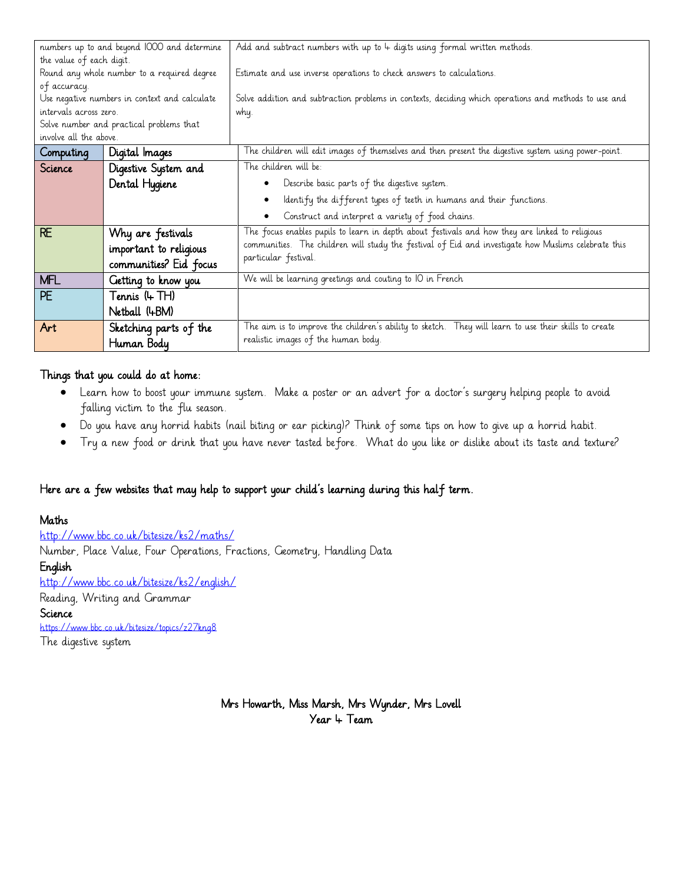| | | |
|---|---|---|
| numbers up to and beyond 1000 and determine the value of each digit.<br>Round any whole number to a required degree of accuracy.<br>Use negative numbers in context and calculate intervals across zero.<br>Solve number and practical problems that involve all the above. | | Add and subtract numbers with up to 4 digits using formal written methods.<br>Estimate and use inverse operations to check answers to calculations.<br>Solve addition and subtraction problems in contexts, deciding which operations and methods to use and why. |
| Computing | Digital Images | The children will edit images of themselves and then present the digestive system using power-point. |
| Science | Digestive System and Dental Hygiene | The children will be:<br>• Describe basic parts of the digestive system.<br>• Identify the different types of teeth in humans and their functions.<br>• Construct and interpret a variety of food chains. |
| RE | Why are festivals important to religious communities? Eid focus | The focus enables pupils to learn in depth about festivals and how they are linked to religious communities. The children will study the festival of Eid and investigate how Muslims celebrate this particular festival. |
| MFL | Getting to know you | We will be learning greetings and couting to 10 in French |
| PE | Tennis (4 TH)<br>Netball (4BM) | |
| Art | Sketching parts of the Human Body | The aim is to improve the children's ability to sketch. They will learn to use their skills to create realistic images of the human body. |

Things that you could do at home:

- Learn how to boost your immune system. Make a poster or an advert for a doctor's surgery helping people to avoid falling victim to the flu season.
- Do you have any horrid habits (nail biting or ear picking)? Think of some tips on how to give up a horrid habit.
- Try a new food or drink that you have never tasted before. What do you like or dislike about its taste and texture?

**Here are a few websites that may help to support your child's learning during this half term.**

**Maths**
http://www.bbc.co.uk/bitesize/ks2/maths/
Number, Place Value, Four Operations, Fractions, Geometry, Handling Data

**English**
http://www.bbc.co.uk/bitesize/ks2/english/
Reading, Writing and Grammar

**Science**
https://www.bbc.co.uk/bitesize/topics/z27kng8
The digestive system

Mrs Howarth, Miss Marsh, Mrs Wynder, Mrs Lovell
Year 4 Team